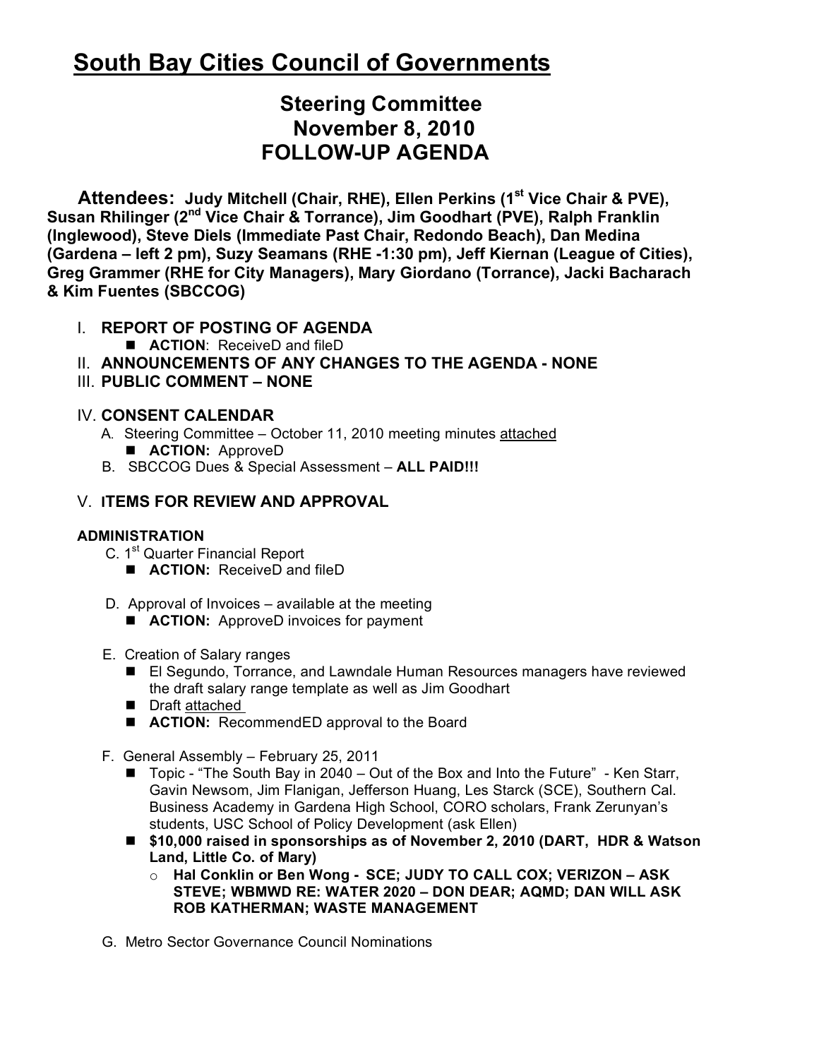# South Bay Cities Council of Governments

## Steering Committee
## November 8, 2010
## FOLLOW-UP AGENDA

**Attendees: Judy Mitchell (Chair, RHE), Ellen Perkins (1st Vice Chair & PVE), Susan Rhilinger (2nd Vice Chair & Torrance), Jim Goodhart (PVE), Ralph Franklin (Inglewood), Steve Diels (Immediate Past Chair, Redondo Beach), Dan Medina (Gardena – left 2 pm), Suzy Seamans (RHE -1:30 pm), Jeff Kiernan (League of Cities), Greg Grammer (RHE for City Managers), Mary Giordano (Torrance), Jacki Bacharach & Kim Fuentes (SBCCOG)**

I. **REPORT OF POSTING OF AGENDA**
   - **ACTION**: ReceiveD and fileD

II. **ANNOUNCEMENTS OF ANY CHANGES TO THE AGENDA - NONE**

III. **PUBLIC COMMENT – NONE**

IV. **CONSENT CALENDAR**
   A. Steering Committee – October 11, 2010 meeting minutes attached
      - **ACTION:** ApproveD

   B. SBCCOG Dues & Special Assessment – **ALL PAID!!!**

V. **ITEMS FOR REVIEW AND APPROVAL**

**ADMINISTRATION**

C. 1st Quarter Financial Report
   - **ACTION:** ReceiveD and fileD

D. Approval of Invoices – available at the meeting
   - **ACTION:** ApproveD invoices for payment

E. Creation of Salary ranges
   - El Segundo, Torrance, and Lawndale Human Resources managers have reviewed the draft salary range template as well as Jim Goodhart
   - Draft attached
   - **ACTION:** RecommendED approval to the Board

F. General Assembly – February 25, 2011
   - Topic - "The South Bay in 2040 – Out of the Box and Into the Future" - Ken Starr, Gavin Newsom, Jim Flanigan, Jefferson Huang, Les Starck (SCE), Southern Cal. Business Academy in Gardena High School, CORO scholars, Frank Zerunyan's students, USC School of Policy Development (ask Ellen)
   - **$10,000 raised in sponsorships as of November 2, 2010 (DART, HDR & Watson Land, Little Co. of Mary)**
     - **Hal Conklin or Ben Wong - SCE; JUDY TO CALL COX; VERIZON – ASK STEVE; WBMWD RE: WATER 2020 – DON DEAR; AQMD; DAN WILL ASK ROB KATHERMAN; WASTE MANAGEMENT**

G. Metro Sector Governance Council Nominations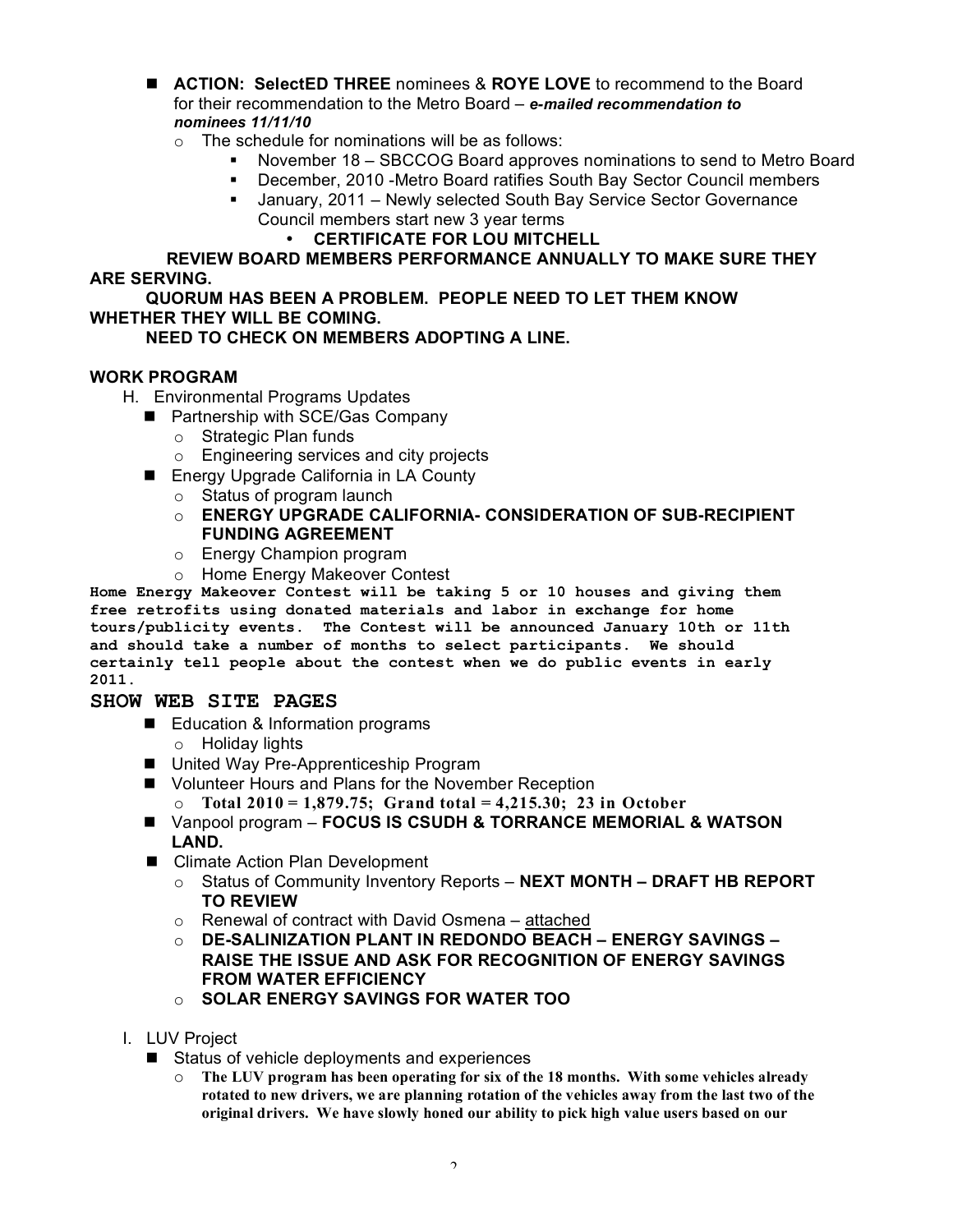- **ACTION: SelectED THREE** nominees & **ROYE LOVE** to recommend to the Board for their recommendation to the Metro Board – ***e-mailed recommendation to nominees 11/11/10***
  - The schedule for nominations will be as follows:
    - November 18 – SBCCOG Board approves nominations to send to Metro Board
    - December, 2010 -Metro Board ratifies South Bay Sector Council members
    - January, 2011 – Newly selected South Bay Service Sector Governance Council members start new 3 year terms
      - **CERTIFICATE FOR LOU MITCHELL**

**REVIEW BOARD MEMBERS PERFORMANCE ANNUALLY TO MAKE SURE THEY ARE SERVING.**

**QUORUM HAS BEEN A PROBLEM. PEOPLE NEED TO LET THEM KNOW WHETHER THEY WILL BE COMING.**

**NEED TO CHECK ON MEMBERS ADOPTING A LINE.**

**WORK PROGRAM**

H. Environmental Programs Updates
- Partnership with SCE/Gas Company
  - Strategic Plan funds
  - Engineering services and city projects
- Energy Upgrade California in LA County
  - Status of program launch
  - **ENERGY UPGRADE CALIFORNIA- CONSIDERATION OF SUB-RECIPIENT FUNDING AGREEMENT**
  - Energy Champion program
  - Home Energy Makeover Contest

**Home Energy Makeover Contest will be taking 5 or 10 houses and giving them free retrofits using donated materials and labor in exchange for home tours/publicity events. The Contest will be announced January 10th or 11th and should take a number of months to select participants. We should certainly tell people about the contest when we do public events in early 2011.**

**SHOW WEB SITE PAGES**

- Education & Information programs
  - Holiday lights
- United Way Pre-Apprenticeship Program
- Volunteer Hours and Plans for the November Reception
  - **Total 2010 = 1,879.75; Grand total = 4,215.30; 23 in October**
- Vanpool program – **FOCUS IS CSUDH & TORRANCE MEMORIAL & WATSON LAND.**
- Climate Action Plan Development
  - Status of Community Inventory Reports – **NEXT MONTH – DRAFT HB REPORT TO REVIEW**
  - Renewal of contract with David Osmena – attached
  - **DE-SALINIZATION PLANT IN REDONDO BEACH – ENERGY SAVINGS – RAISE THE ISSUE AND ASK FOR RECOGNITION OF ENERGY SAVINGS FROM WATER EFFICIENCY**
  - **SOLAR ENERGY SAVINGS FOR WATER TOO**

I. LUV Project
- Status of vehicle deployments and experiences
  - **The LUV program has been operating for six of the 18 months. With some vehicles already rotated to new drivers, we are planning rotation of the vehicles away from the last two of the original drivers. We have slowly honed our ability to pick high value users based on our**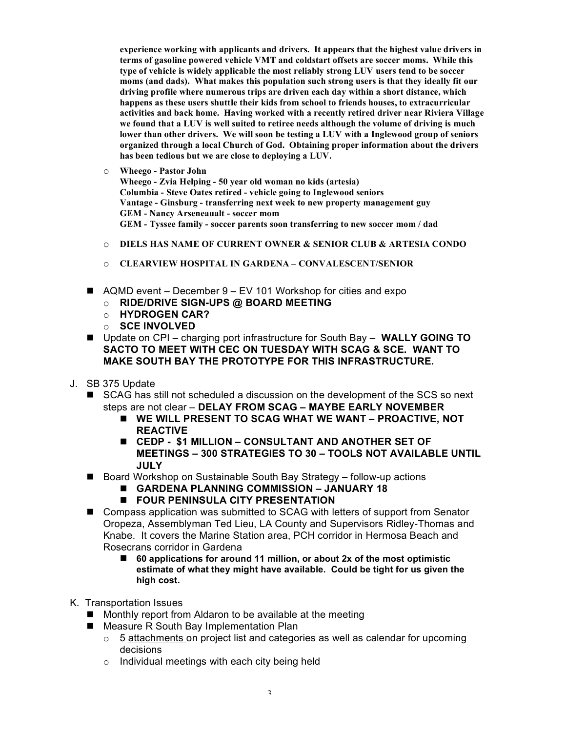**experience working with applicants and drivers. It appears that the highest value drivers in terms of gasoline powered vehicle VMT and coldstart offsets are soccer moms. While this type of vehicle is widely applicable the most reliably strong LUV users tend to be soccer moms (and dads). What makes this population such strong users is that they ideally fit our driving profile where numerous trips are driven each day within a short distance, which happens as these users shuttle their kids from school to friends houses, to extracurricular activities and back home. Having worked with a recently retired driver near Riviera Village we found that a LUV is well suited to retiree needs although the volume of driving is much lower than other drivers. We will soon be testing a LUV with a Inglewood group of seniors organized through a local Church of God. Obtaining proper information about the drivers has been tedious but we are close to deploying a LUV.**

- **Wheego - Pastor John**
  **Wheego - Zvia Helping - 50 year old woman no kids (artesia)**
  **Columbia - Steve Oates retired - vehicle going to Inglewood seniors**
  **Vantage - Ginsburg - transferring next week to new property management guy**
  **GEM - Nancy Arseneaualt - soccer mom**
  **GEM - Tyssee family - soccer parents soon transferring to new soccer mom / dad**
- **DIELS HAS NAME OF CURRENT OWNER & SENIOR CLUB & ARTESIA CONDO**
- **CLEARVIEW HOSPITAL IN GARDENA – CONVALESCENT/SENIOR**

- AQMD event – December 9 – EV 101 Workshop for cities and expo
  - **RIDE/DRIVE SIGN-UPS @ BOARD MEETING**
  - **HYDROGEN CAR?**
  - **SCE INVOLVED**
- Update on CPI – charging port infrastructure for South Bay – **WALLY GOING TO SACTO TO MEET WITH CEC ON TUESDAY WITH SCAG & SCE. WANT TO MAKE SOUTH BAY THE PROTOTYPE FOR THIS INFRASTRUCTURE.**

J. SB 375 Update

- SCAG has still not scheduled a discussion on the development of the SCS so next steps are not clear – **DELAY FROM SCAG – MAYBE EARLY NOVEMBER**
  - **WE WILL PRESENT TO SCAG WHAT WE WANT – PROACTIVE, NOT REACTIVE**
  - **CEDP - $1 MILLION – CONSULTANT AND ANOTHER SET OF MEETINGS – 300 STRATEGIES TO 30 – TOOLS NOT AVAILABLE UNTIL JULY**
- Board Workshop on Sustainable South Bay Strategy – follow-up actions
  - **GARDENA PLANNING COMMISSION – JANUARY 18**
  - **FOUR PENINSULA CITY PRESENTATION**
- Compass application was submitted to SCAG with letters of support from Senator Oropeza, Assemblyman Ted Lieu, LA County and Supervisors Ridley-Thomas and Knabe. It covers the Marine Station area, PCH corridor in Hermosa Beach and Rosecrans corridor in Gardena
  - **60 applications for around 11 million, or about 2x of the most optimistic estimate of what they might have available. Could be tight for us given the high cost.**

K. Transportation Issues

- Monthly report from Aldaron to be available at the meeting
- Measure R South Bay Implementation Plan
  - 5 attachments on project list and categories as well as calendar for upcoming decisions
  - Individual meetings with each city being held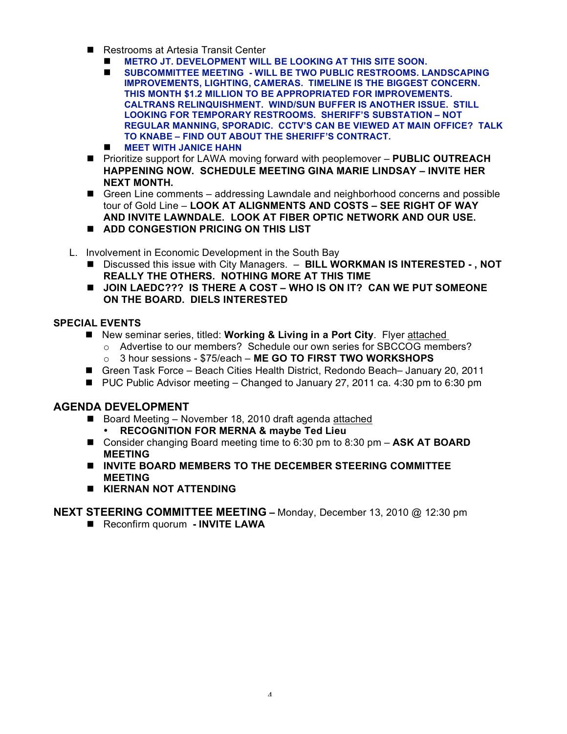- Restrooms at Artesia Transit Center
  - **METRO JT. DEVELOPMENT WILL BE LOOKING AT THIS SITE SOON.**
  - **SUBCOMMITTEE MEETING - WILL BE TWO PUBLIC RESTROOMS. LANDSCAPING IMPROVEMENTS, LIGHTING, CAMERAS. TIMELINE IS THE BIGGEST CONCERN. THIS MONTH $1.2 MILLION TO BE APPROPRIATED FOR IMPROVEMENTS. CALTRANS RELINQUISHMENT. WIND/SUN BUFFER IS ANOTHER ISSUE. STILL LOOKING FOR TEMPORARY RESTROOMS. SHERIFF'S SUBSTATION – NOT REGULAR MANNING, SPORADIC. CCTV'S CAN BE VIEWED AT MAIN OFFICE? TALK TO KNABE – FIND OUT ABOUT THE SHERIFF'S CONTRACT.**
  - **MEET WITH JANICE HAHN**
- Prioritize support for LAWA moving forward with peoplemover – **PUBLIC OUTREACH HAPPENING NOW. SCHEDULE MEETING GINA MARIE LINDSAY – INVITE HER NEXT MONTH.**
- Green Line comments – addressing Lawndale and neighborhood concerns and possible tour of Gold Line – **LOOK AT ALIGNMENTS AND COSTS – SEE RIGHT OF WAY AND INVITE LAWNDALE. LOOK AT FIBER OPTIC NETWORK AND OUR USE.**
- **ADD CONGESTION PRICING ON THIS LIST**

L. Involvement in Economic Development in the South Bay
- Discussed this issue with City Managers. – **BILL WORKMAN IS INTERESTED - , NOT REALLY THE OTHERS. NOTHING MORE AT THIS TIME**
- **JOIN LAEDC??? IS THERE A COST – WHO IS ON IT? CAN WE PUT SOMEONE ON THE BOARD. DIELS INTERESTED**

## SPECIAL EVENTS

- New seminar series, titled: **Working & Living in a Port City**. Flyer attached
  - Advertise to our members? Schedule our own series for SBCCOG members?
  - 3 hour sessions - $75/each – **ME GO TO FIRST TWO WORKSHOPS**
- Green Task Force – Beach Cities Health District, Redondo Beach– January 20, 2011
- PUC Public Advisor meeting – Changed to January 27, 2011 ca. 4:30 pm to 6:30 pm

## AGENDA DEVELOPMENT

- Board Meeting – November 18, 2010 draft agenda attached
  - **RECOGNITION FOR MERNA & maybe Ted Lieu**
- Consider changing Board meeting time to 6:30 pm to 8:30 pm – **ASK AT BOARD MEETING**
- **INVITE BOARD MEMBERS TO THE DECEMBER STEERING COMMITTEE MEETING**
- **KIERNAN NOT ATTENDING**

## NEXT STEERING COMMITTEE MEETING – Monday, December 13, 2010 @ 12:30 pm

- Reconfirm quorum **- INVITE LAWA**